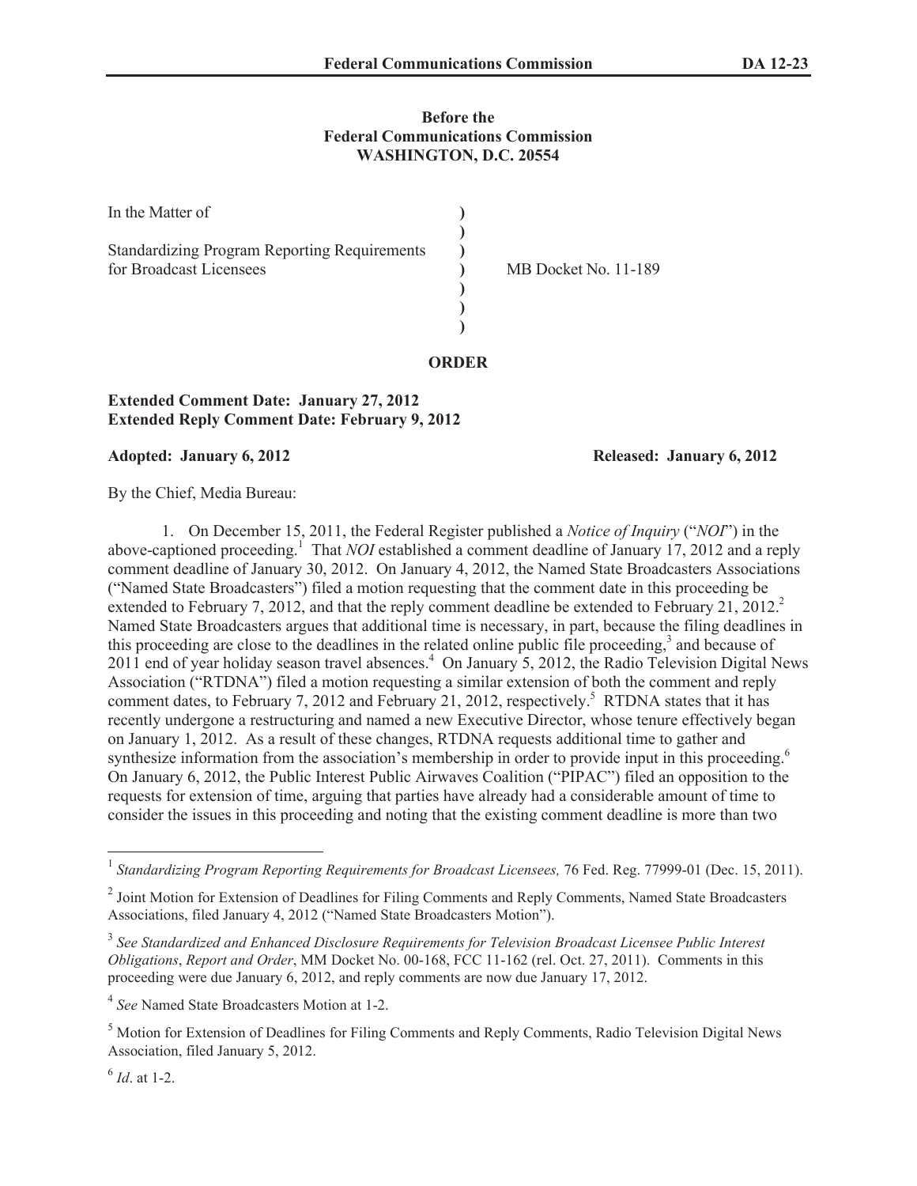**Before the**
**Federal Communications Commission**
**WASHINGTON, D.C. 20554**

| | | |
|---|---|---|
| In the Matter of | ) | |
| | ) | |
| Standardizing Program Reporting Requirements | ) | |
| for Broadcast Licensees | ) | MB Docket No. 11-189 |
| | ) | |
| | ) | |
| | ) | |

# ORDER

**Extended Comment Date: January 27, 2012**
**Extended Reply Comment Date: February 9, 2012**

**Adopted: January 6, 2012** **Released: January 6, 2012**

By the Chief, Media Bureau:

1. On December 15, 2011, the Federal Register published a *Notice of Inquiry* ("*NOI*") in the above-captioned proceeding.[1] That *NOI* established a comment deadline of January 17, 2012 and a reply comment deadline of January 30, 2012. On January 4, 2012, the Named State Broadcasters Associations ("Named State Broadcasters") filed a motion requesting that the comment date in this proceeding be extended to February 7, 2012, and that the reply comment deadline be extended to February 21, 2012.[2] Named State Broadcasters argues that additional time is necessary, in part, because the filing deadlines in this proceeding are close to the deadlines in the related online public file proceeding,[3] and because of 2011 end of year holiday season travel absences.[4] On January 5, 2012, the Radio Television Digital News Association ("RTDNA") filed a motion requesting a similar extension of both the comment and reply comment dates, to February 7, 2012 and February 21, 2012, respectively.[5] RTDNA states that it has recently undergone a restructuring and named a new Executive Director, whose tenure effectively began on January 1, 2012. As a result of these changes, RTDNA requests additional time to gather and synthesize information from the association's membership in order to provide input in this proceeding.[6] On January 6, 2012, the Public Interest Public Airwaves Coalition ("PIPAC") filed an opposition to the requests for extension of time, arguing that parties have already had a considerable amount of time to consider the issues in this proceeding and noting that the existing comment deadline is more than two

---

[1] *Standardizing Program Reporting Requirements for Broadcast Licensees,* 76 Fed. Reg. 77999-01 (Dec. 15, 2011).

[2] Joint Motion for Extension of Deadlines for Filing Comments and Reply Comments, Named State Broadcasters Associations, filed January 4, 2012 ("Named State Broadcasters Motion").

[3] *See Standardized and Enhanced Disclosure Requirements for Television Broadcast Licensee Public Interest Obligations*, *Report and Order*, MM Docket No. 00-168, FCC 11-162 (rel. Oct. 27, 2011). Comments in this proceeding were due January 6, 2012, and reply comments are now due January 17, 2012.

[4] *See* Named State Broadcasters Motion at 1-2.

[5] Motion for Extension of Deadlines for Filing Comments and Reply Comments, Radio Television Digital News Association, filed January 5, 2012.

[6] *Id*. at 1-2.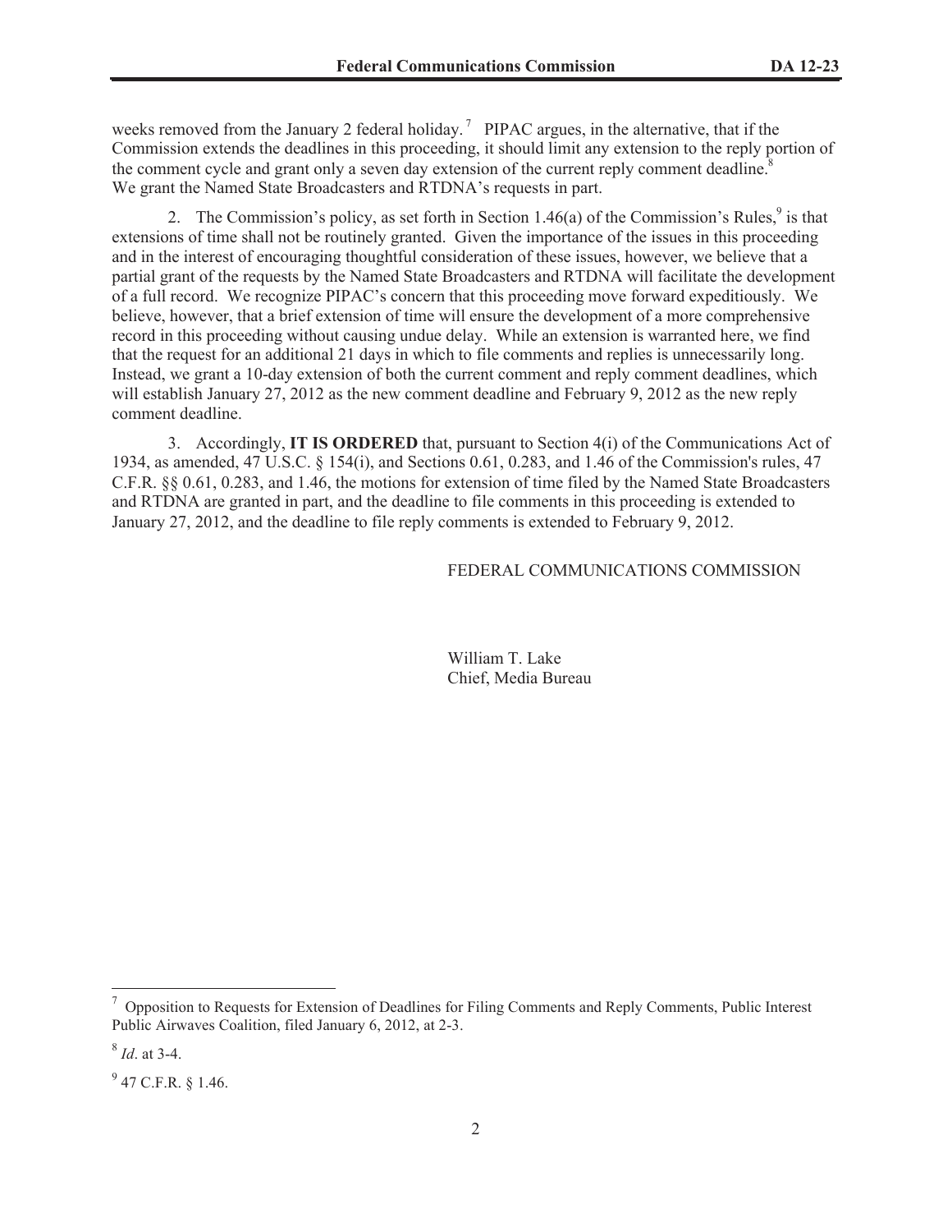weeks removed from the January 2 federal holiday.[7] PIPAC argues, in the alternative, that if the Commission extends the deadlines in this proceeding, it should limit any extension to the reply portion of the comment cycle and grant only a seven day extension of the current reply comment deadline.[8] We grant the Named State Broadcasters and RTDNA's requests in part.

2. The Commission's policy, as set forth in Section 1.46(a) of the Commission's Rules,[9] is that extensions of time shall not be routinely granted. Given the importance of the issues in this proceeding and in the interest of encouraging thoughtful consideration of these issues, however, we believe that a partial grant of the requests by the Named State Broadcasters and RTDNA will facilitate the development of a full record. We recognize PIPAC's concern that this proceeding move forward expeditiously. We believe, however, that a brief extension of time will ensure the development of a more comprehensive record in this proceeding without causing undue delay. While an extension is warranted here, we find that the request for an additional 21 days in which to file comments and replies is unnecessarily long. Instead, we grant a 10-day extension of both the current comment and reply comment deadlines, which will establish January 27, 2012 as the new comment deadline and February 9, 2012 as the new reply comment deadline.

3. Accordingly, **IT IS ORDERED** that, pursuant to Section 4(i) of the Communications Act of 1934, as amended, 47 U.S.C. § 154(i), and Sections 0.61, 0.283, and 1.46 of the Commission's rules, 47 C.F.R. §§ 0.61, 0.283, and 1.46, the motions for extension of time filed by the Named State Broadcasters and RTDNA are granted in part, and the deadline to file comments in this proceeding is extended to January 27, 2012, and the deadline to file reply comments is extended to February 9, 2012.

FEDERAL COMMUNICATIONS COMMISSION

William T. Lake
Chief, Media Bureau

---

[7] Opposition to Requests for Extension of Deadlines for Filing Comments and Reply Comments, Public Interest Public Airwaves Coalition, filed January 6, 2012, at 2-3.

[8] *Id*. at 3-4.

[9] 47 C.F.R. § 1.46.